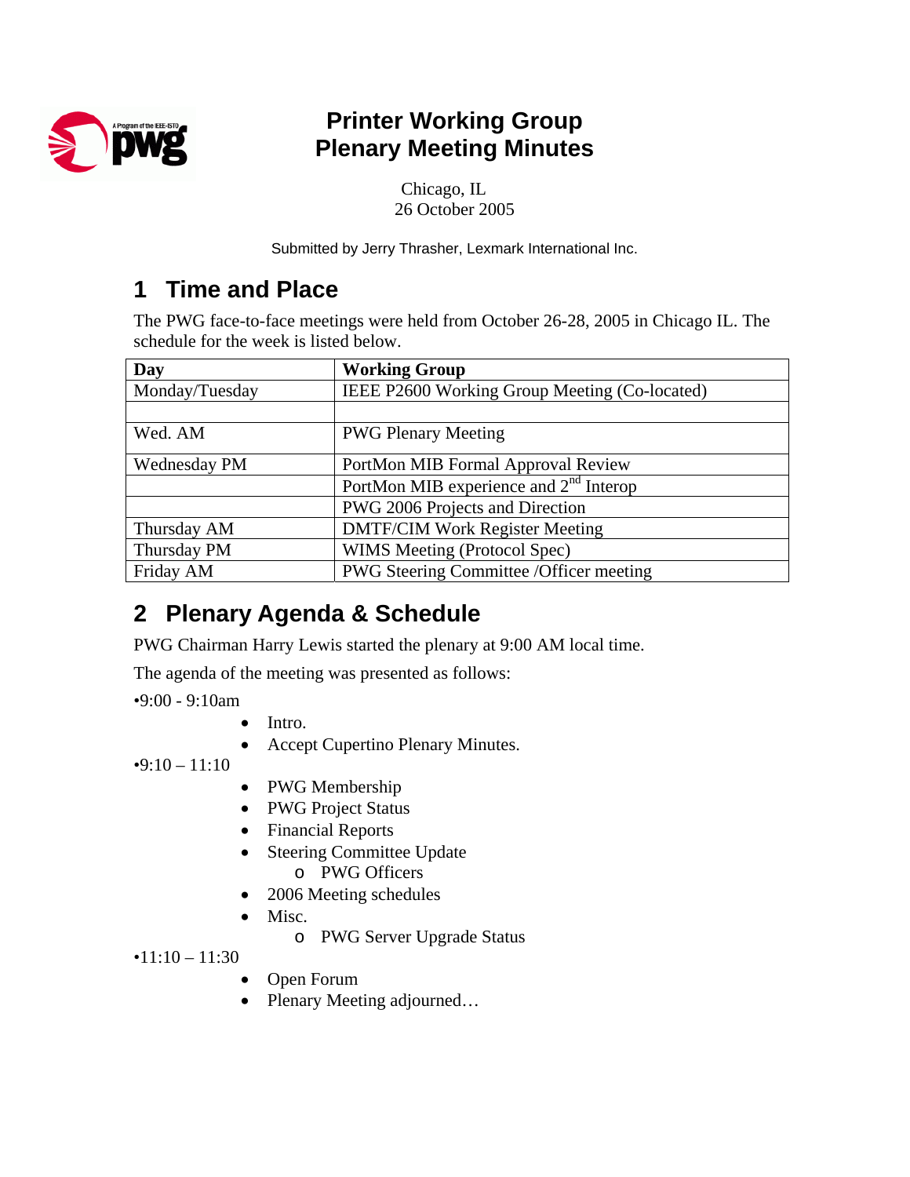# Printer Working Group
# Plenary Meeting Minutes

Chicago, IL
26 October 2005

Submitted by Jerry Thrasher, Lexmark International Inc.

## 1 Time and Place

The PWG face-to-face meetings were held from October 26-28, 2005 in Chicago IL. The schedule for the week is listed below.

| Day | Working Group |
|---|---|
| Monday/Tuesday | IEEE P2600 Working Group Meeting (Co-located) |
| | |
| Wed. AM | PWG Plenary Meeting |
| Wednesday PM | PortMon MIB Formal Approval Review |
| | PortMon MIB experience and 2nd Interop |
| | PWG 2006 Projects and Direction |
| Thursday AM | DMTF/CIM Work Register Meeting |
| Thursday PM | WIMS Meeting (Protocol Spec) |
| Friday AM | PWG Steering Committee /Officer meeting |

## 2 Plenary Agenda & Schedule

PWG Chairman Harry Lewis started the plenary at 9:00 AM local time.

The agenda of the meeting was presented as follows:

•9:00 - 9:10am

- Intro.
- Accept Cupertino Plenary Minutes.

•9:10 – 11:10

- PWG Membership
- PWG Project Status
- Financial Reports
- Steering Committee Update
  - PWG Officers
- 2006 Meeting schedules
- Misc.
  - PWG Server Upgrade Status

•11:10 – 11:30

- Open Forum
- Plenary Meeting adjourned…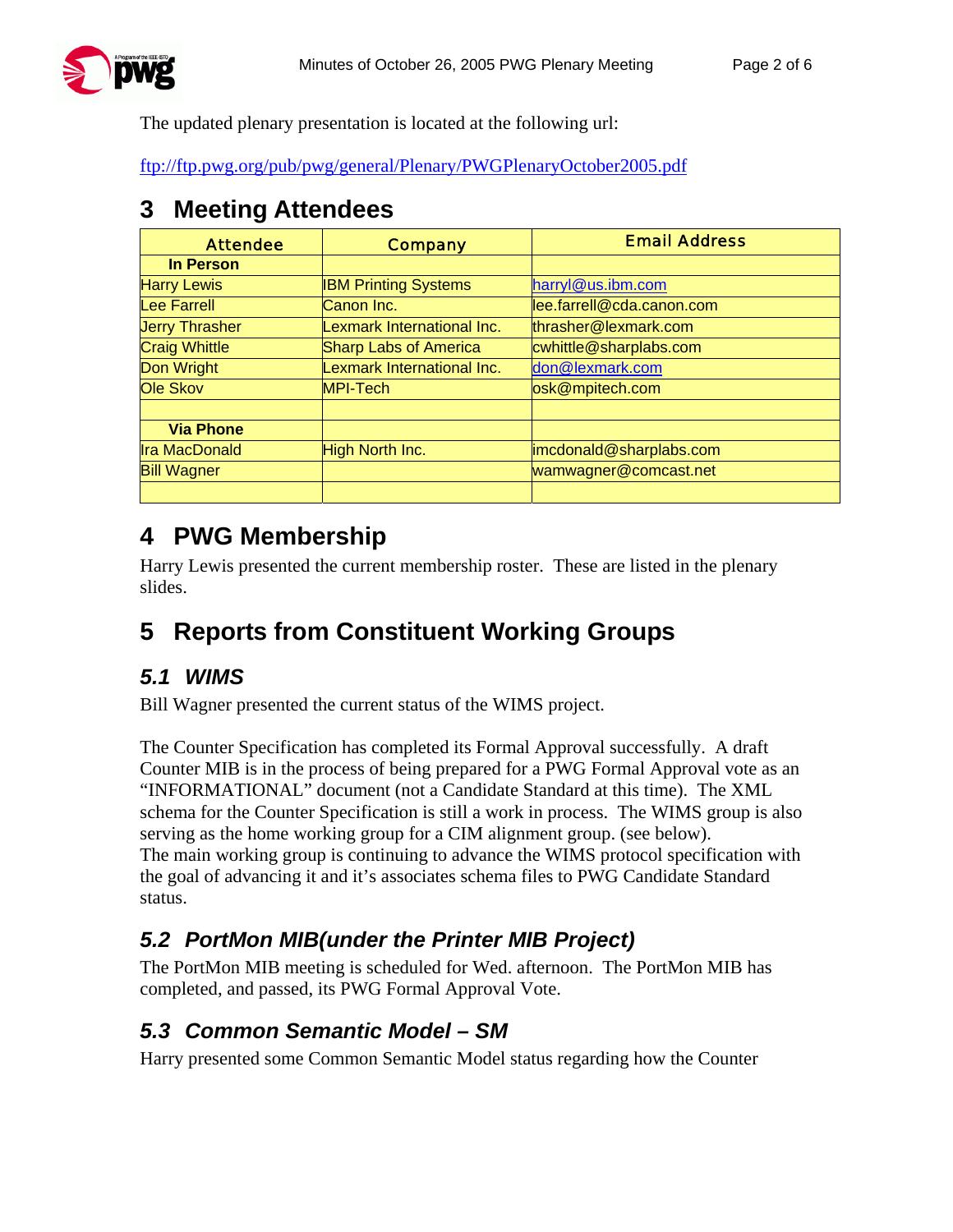The updated plenary presentation is located at the following url:

ftp://ftp.pwg.org/pub/pwg/general/Plenary/PWGPlenaryOctober2005.pdf

# 3 Meeting Attendees

| Attendee | Company | Email Address |
|---|---|---|
| **In Person** | | |
| Harry Lewis | IBM Printing Systems | harryl@us.ibm.com |
| Lee Farrell | Canon Inc. | lee.farrell@cda.canon.com |
| Jerry Thrasher | Lexmark International Inc. | thrasher@lexmark.com |
| Craig Whittle | Sharp Labs of America | cwhittle@sharplabs.com |
| Don Wright | Lexmark International Inc. | don@lexmark.com |
| Ole Skov | MPI-Tech | osk@mpitech.com |
| | | |
| **Via Phone** | | |
| Ira MacDonald | High North Inc. | imcdonald@sharplabs.com |
| Bill Wagner | | wamwagner@comcast.net |
| | | |

# 4 PWG Membership

Harry Lewis presented the current membership roster. These are listed in the plenary slides.

# 5 Reports from Constituent Working Groups

## *5.1 WIMS*

Bill Wagner presented the current status of the WIMS project.

The Counter Specification has completed its Formal Approval successfully. A draft Counter MIB is in the process of being prepared for a PWG Formal Approval vote as an "INFORMATIONAL" document (not a Candidate Standard at this time). The XML schema for the Counter Specification is still a work in process. The WIMS group is also serving as the home working group for a CIM alignment group. (see below).
The main working group is continuing to advance the WIMS protocol specification with the goal of advancing it and it's associates schema files to PWG Candidate Standard status.

## *5.2 PortMon MIB(under the Printer MIB Project)*

The PortMon MIB meeting is scheduled for Wed. afternoon. The PortMon MIB has completed, and passed, its PWG Formal Approval Vote.

## *5.3 Common Semantic Model – SM*

Harry presented some Common Semantic Model status regarding how the Counter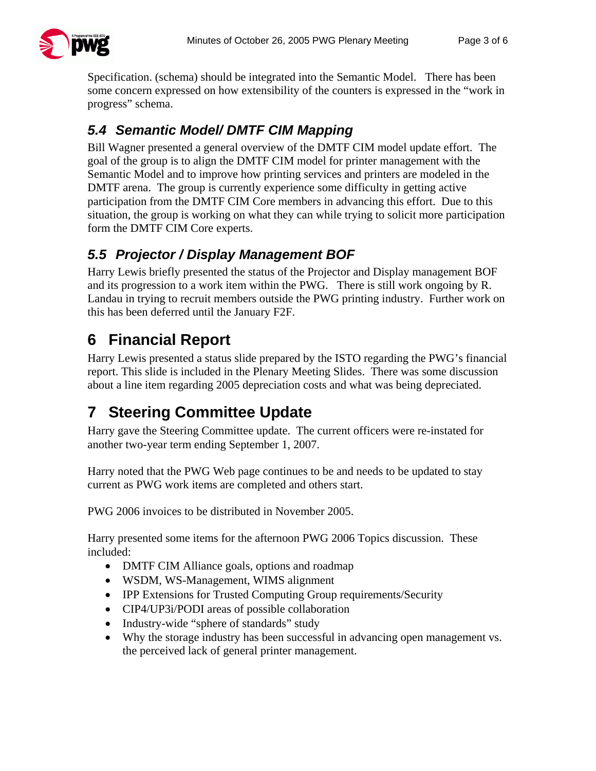Specification. (schema) should be integrated into the Semantic Model. There has been some concern expressed on how extensibility of the counters is expressed in the "work in progress" schema.

### 5.4 Semantic Model/ DMTF CIM Mapping

Bill Wagner presented a general overview of the DMTF CIM model update effort. The goal of the group is to align the DMTF CIM model for printer management with the Semantic Model and to improve how printing services and printers are modeled in the DMTF arena. The group is currently experience some difficulty in getting active participation from the DMTF CIM Core members in advancing this effort. Due to this situation, the group is working on what they can while trying to solicit more participation form the DMTF CIM Core experts.

### 5.5 Projector / Display Management BOF

Harry Lewis briefly presented the status of the Projector and Display management BOF and its progression to a work item within the PWG. There is still work ongoing by R. Landau in trying to recruit members outside the PWG printing industry. Further work on this has been deferred until the January F2F.

## 6 Financial Report

Harry Lewis presented a status slide prepared by the ISTO regarding the PWG's financial report. This slide is included in the Plenary Meeting Slides. There was some discussion about a line item regarding 2005 depreciation costs and what was being depreciated.

## 7 Steering Committee Update

Harry gave the Steering Committee update. The current officers were re-instated for another two-year term ending September 1, 2007.

Harry noted that the PWG Web page continues to be and needs to be updated to stay current as PWG work items are completed and others start.

PWG 2006 invoices to be distributed in November 2005.

Harry presented some items for the afternoon PWG 2006 Topics discussion. These included:

- DMTF CIM Alliance goals, options and roadmap
- WSDM, WS-Management, WIMS alignment
- IPP Extensions for Trusted Computing Group requirements/Security
- CIP4/UP3i/PODI areas of possible collaboration
- Industry-wide "sphere of standards" study
- Why the storage industry has been successful in advancing open management vs. the perceived lack of general printer management.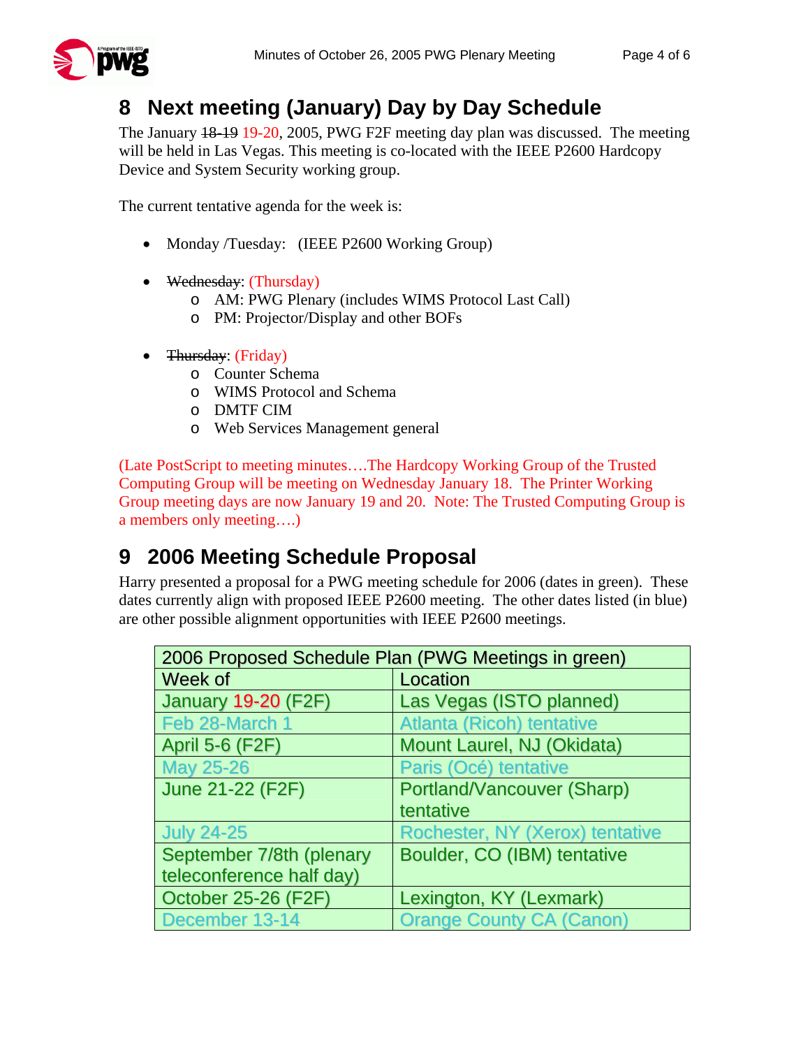## 8 Next meeting (January) Day by Day Schedule

The January ~~18-19~~ 19-20, 2005, PWG F2F meeting day plan was discussed. The meeting will be held in Las Vegas. This meeting is co-located with the IEEE P2600 Hardcopy Device and System Security working group.

The current tentative agenda for the week is:

- Monday /Tuesday: (IEEE P2600 Working Group)
- ~~Wednesday~~: (Thursday)
  - AM: PWG Plenary (includes WIMS Protocol Last Call)
  - PM: Projector/Display and other BOFs
- ~~Thursday~~: (Friday)
  - Counter Schema
  - WIMS Protocol and Schema
  - DMTF CIM
  - Web Services Management general

(Late PostScript to meeting minutes….The Hardcopy Working Group of the Trusted Computing Group will be meeting on Wednesday January 18. The Printer Working Group meeting days are now January 19 and 20. Note: The Trusted Computing Group is a members only meeting….)

## 9 2006 Meeting Schedule Proposal

Harry presented a proposal for a PWG meeting schedule for 2006 (dates in green). These dates currently align with proposed IEEE P2600 meeting. The other dates listed (in blue) are other possible alignment opportunities with IEEE P2600 meetings.

| 2006 Proposed Schedule Plan (PWG Meetings in green) | |
|---|---|
| Week of | Location |
| January 19-20 (F2F) | Las Vegas (ISTO planned) |
| Feb 28-March 1 | Atlanta (Ricoh) tentative |
| April 5-6 (F2F) | Mount Laurel, NJ (Okidata) |
| May 25-26 | Paris (Océ) tentative |
| June 21-22 (F2F) | Portland/Vancouver (Sharp) tentative |
| July 24-25 | Rochester, NY (Xerox) tentative |
| September 7/8th (plenary teleconference half day) | Boulder, CO (IBM) tentative |
| October 25-26 (F2F) | Lexington, KY (Lexmark) |
| December 13-14 | Orange County CA (Canon) |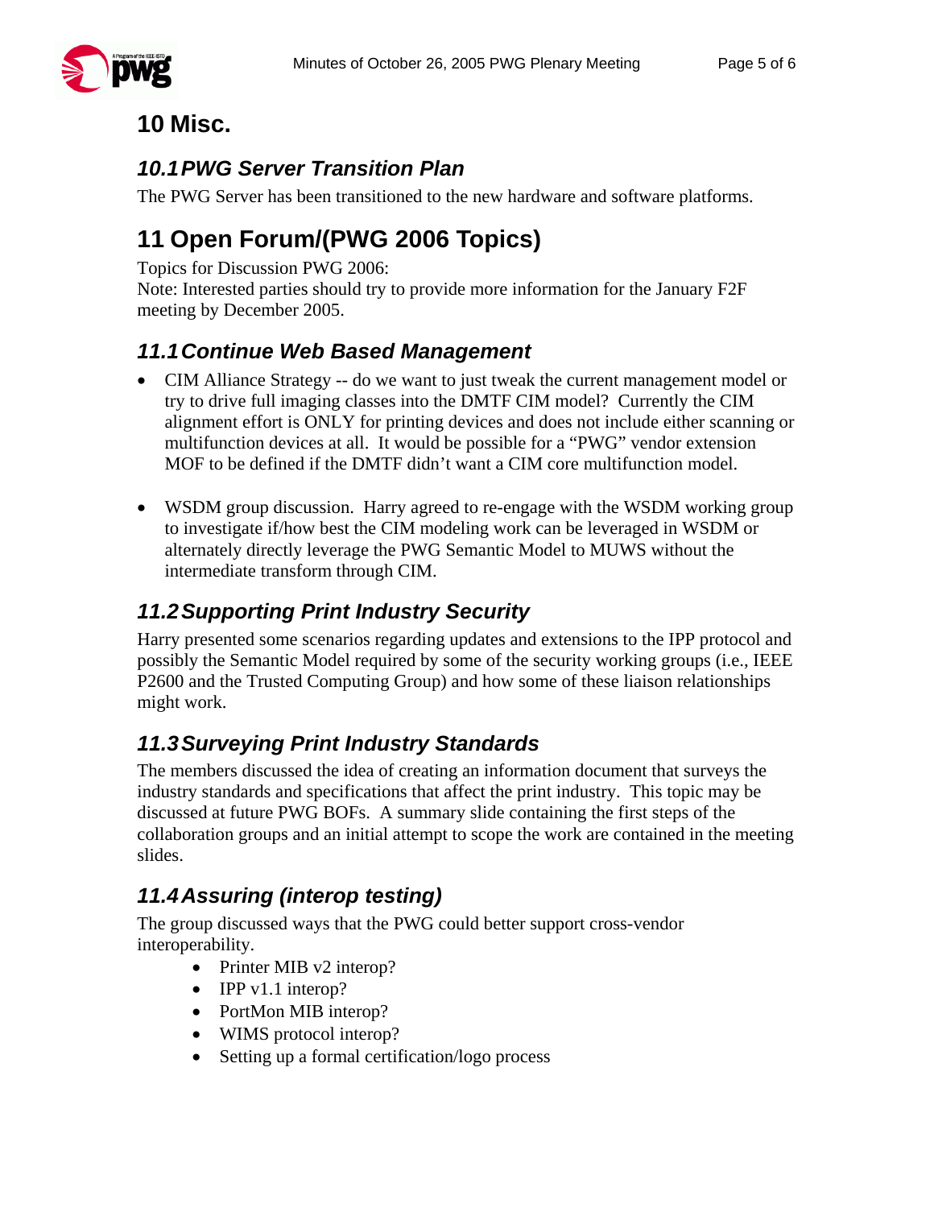# 10 Misc.

## 10.1 PWG Server Transition Plan

The PWG Server has been transitioned to the new hardware and software platforms.

# 11 Open Forum/(PWG 2006 Topics)

Topics for Discussion PWG 2006:
Note: Interested parties should try to provide more information for the January F2F meeting by December 2005.

## 11.1 Continue Web Based Management

- CIM Alliance Strategy -- do we want to just tweak the current management model or try to drive full imaging classes into the DMTF CIM model? Currently the CIM alignment effort is ONLY for printing devices and does not include either scanning or multifunction devices at all. It would be possible for a "PWG" vendor extension MOF to be defined if the DMTF didn't want a CIM core multifunction model.

- WSDM group discussion. Harry agreed to re-engage with the WSDM working group to investigate if/how best the CIM modeling work can be leveraged in WSDM or alternately directly leverage the PWG Semantic Model to MUWS without the intermediate transform through CIM.

## 11.2 Supporting Print Industry Security

Harry presented some scenarios regarding updates and extensions to the IPP protocol and possibly the Semantic Model required by some of the security working groups (i.e., IEEE P2600 and the Trusted Computing Group) and how some of these liaison relationships might work.

## 11.3 Surveying Print Industry Standards

The members discussed the idea of creating an information document that surveys the industry standards and specifications that affect the print industry. This topic may be discussed at future PWG BOFs. A summary slide containing the first steps of the collaboration groups and an initial attempt to scope the work are contained in the meeting slides.

## 11.4 Assuring (interop testing)

The group discussed ways that the PWG could better support cross-vendor interoperability.

- Printer MIB v2 interop?
- IPP v1.1 interop?
- PortMon MIB interop?
- WIMS protocol interop?
- Setting up a formal certification/logo process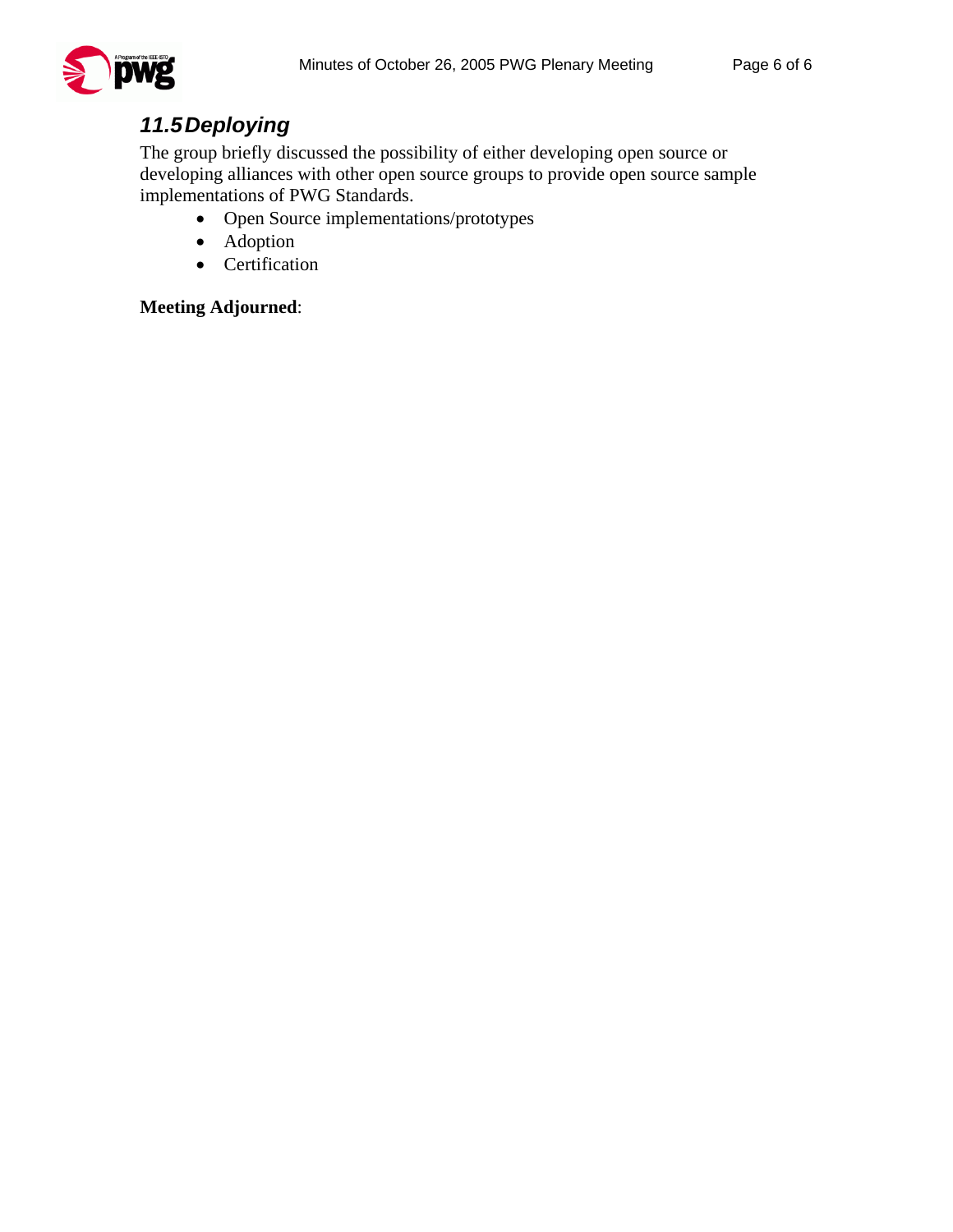## *11.5 Deploying*

The group briefly discussed the possibility of either developing open source or developing alliances with other open source groups to provide open source sample implementations of PWG Standards.

- Open Source implementations/prototypes
- Adoption
- Certification

**Meeting Adjourned**: